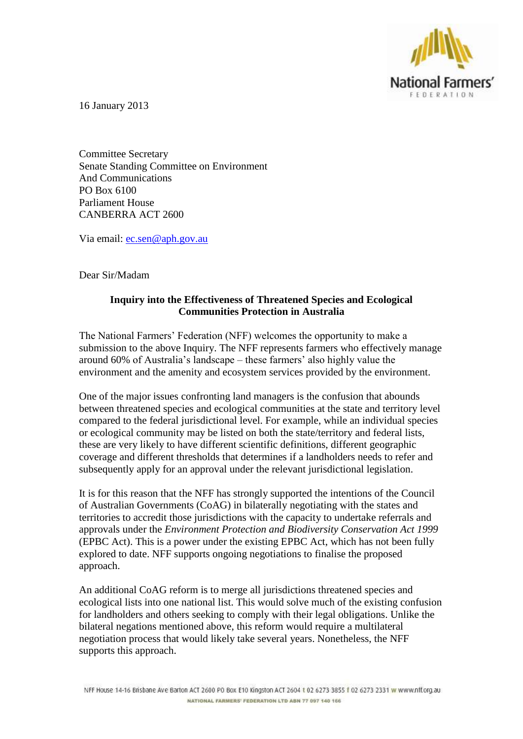16 January 2013

Committee Secretary
Senate Standing Committee on Environment
And Communications
PO Box 6100
Parliament House
CANBERRA ACT 2600

Via email: ec.sen@aph.gov.au

Dear Sir/Madam

**Inquiry into the Effectiveness of Threatened Species and Ecological Communities Protection in Australia**

The National Farmers' Federation (NFF) welcomes the opportunity to make a submission to the above Inquiry. The NFF represents farmers who effectively manage around 60% of Australia's landscape – these farmers' also highly value the environment and the amenity and ecosystem services provided by the environment.

One of the major issues confronting land managers is the confusion that abounds between threatened species and ecological communities at the state and territory level compared to the federal jurisdictional level. For example, while an individual species or ecological community may be listed on both the state/territory and federal lists, these are very likely to have different scientific definitions, different geographic coverage and different thresholds that determines if a landholders needs to refer and subsequently apply for an approval under the relevant jurisdictional legislation.

It is for this reason that the NFF has strongly supported the intentions of the Council of Australian Governments (CoAG) in bilaterally negotiating with the states and territories to accredit those jurisdictions with the capacity to undertake referrals and approvals under the *Environment Protection and Biodiversity Conservation Act 1999* (EPBC Act). This is a power under the existing EPBC Act, which has not been fully explored to date. NFF supports ongoing negotiations to finalise the proposed approach.

An additional CoAG reform is to merge all jurisdictions threatened species and ecological lists into one national list. This would solve much of the existing confusion for landholders and others seeking to comply with their legal obligations. Unlike the bilateral negations mentioned above, this reform would require a multilateral negotiation process that would likely take several years. Nonetheless, the NFF supports this approach.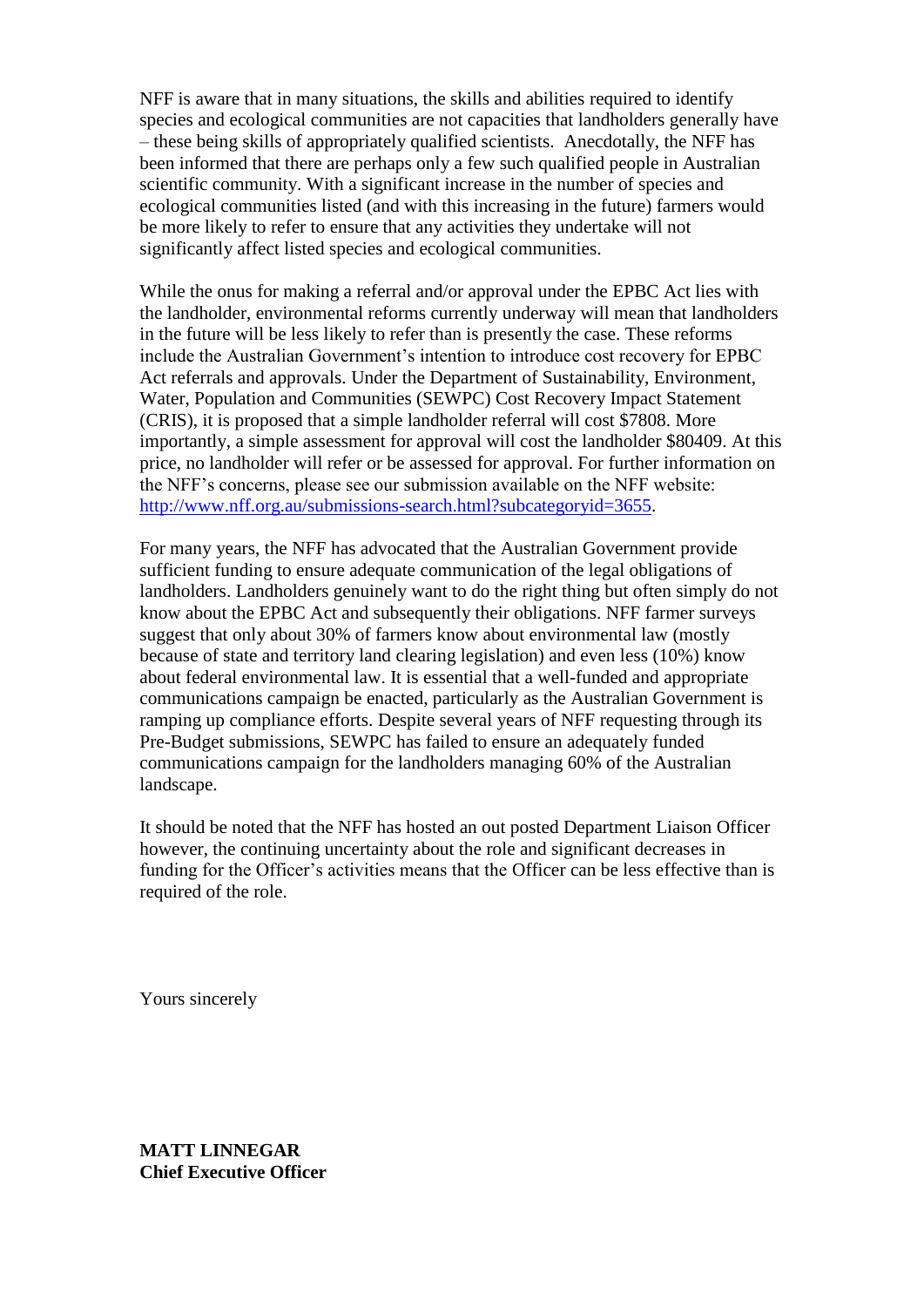NFF is aware that in many situations, the skills and abilities required to identify species and ecological communities are not capacities that landholders generally have – these being skills of appropriately qualified scientists. Anecdotally, the NFF has been informed that there are perhaps only a few such qualified people in Australian scientific community. With a significant increase in the number of species and ecological communities listed (and with this increasing in the future) farmers would be more likely to refer to ensure that any activities they undertake will not significantly affect listed species and ecological communities.

While the onus for making a referral and/or approval under the EPBC Act lies with the landholder, environmental reforms currently underway will mean that landholders in the future will be less likely to refer than is presently the case. These reforms include the Australian Government's intention to introduce cost recovery for EPBC Act referrals and approvals. Under the Department of Sustainability, Environment, Water, Population and Communities (SEWPC) Cost Recovery Impact Statement (CRIS), it is proposed that a simple landholder referral will cost $7808. More importantly, a simple assessment for approval will cost the landholder $80409. At this price, no landholder will refer or be assessed for approval. For further information on the NFF's concerns, please see our submission available on the NFF website: [http://www.nff.org.au/submissions-search.html?subcategoryid=3655](http://www.nff.org.au/submissions-search.html?subcategoryid=3655).

For many years, the NFF has advocated that the Australian Government provide sufficient funding to ensure adequate communication of the legal obligations of landholders. Landholders genuinely want to do the right thing but often simply do not know about the EPBC Act and subsequently their obligations. NFF farmer surveys suggest that only about 30% of farmers know about environmental law (mostly because of state and territory land clearing legislation) and even less (10%) know about federal environmental law. It is essential that a well-funded and appropriate communications campaign be enacted, particularly as the Australian Government is ramping up compliance efforts. Despite several years of NFF requesting through its Pre-Budget submissions, SEWPC has failed to ensure an adequately funded communications campaign for the landholders managing 60% of the Australian landscape.

It should be noted that the NFF has hosted an out posted Department Liaison Officer however, the continuing uncertainty about the role and significant decreases in funding for the Officer's activities means that the Officer can be less effective than is required of the role.

Yours sincerely

**MATT LINNEGAR**
**Chief Executive Officer**